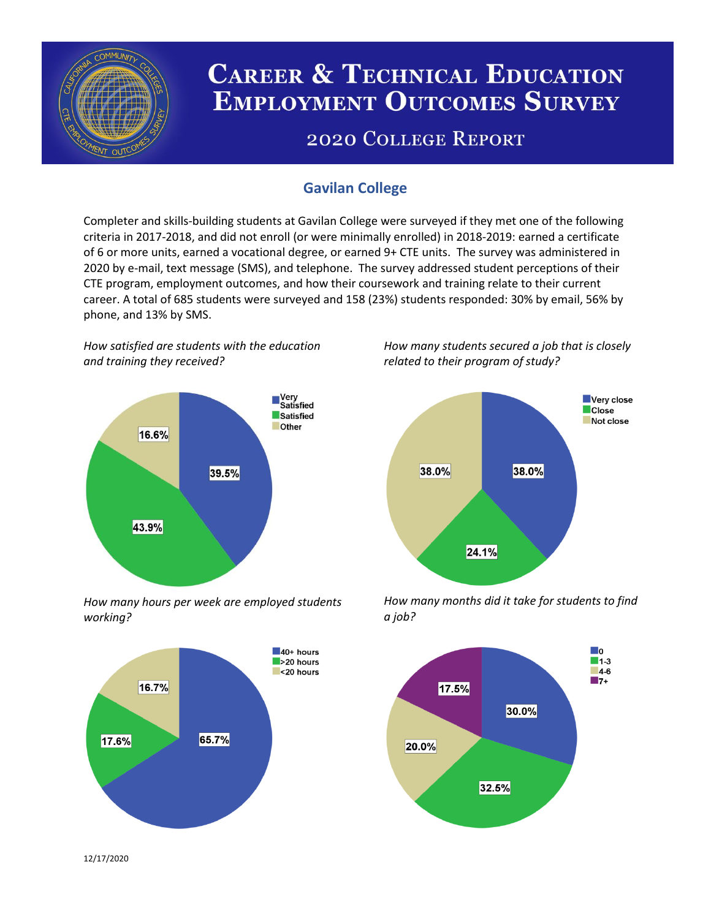# Career & Technical Education Employment Outcomes Survey

## 2020 College Report

### Gavilan College

Completer and skills-building students at Gavilan College were surveyed if they met one of the following criteria in 2017-2018, and did not enroll (or were minimally enrolled) in 2018-2019: earned a certificate of 6 or more units, earned a vocational degree, or earned 9+ CTE units. The survey was administered in 2020 by e-mail, text message (SMS), and telephone. The survey addressed student perceptions of their CTE program, employment outcomes, and how their coursework and training relate to their current career. A total of 685 students were surveyed and 158 (23%) students responded: 30% by email, 56% by phone, and 13% by SMS.

*How satisfied are students with the education and training they received?*

Very Satisfied
Satisfied
Other

39.5%
43.9%
16.6%

*How many students secured a job that is closely related to their program of study?*

Very close
Close
Not close

38.0%
24.1%
38.0%

*How many hours per week are employed students working?*

40+ hours
>20 hours
<20 hours

65.7%
17.6%
16.7%

*How many months did it take for students to find a job?*

0
1-3
4-6
7+

30.0%
32.5%
20.0%
17.5%

12/17/2020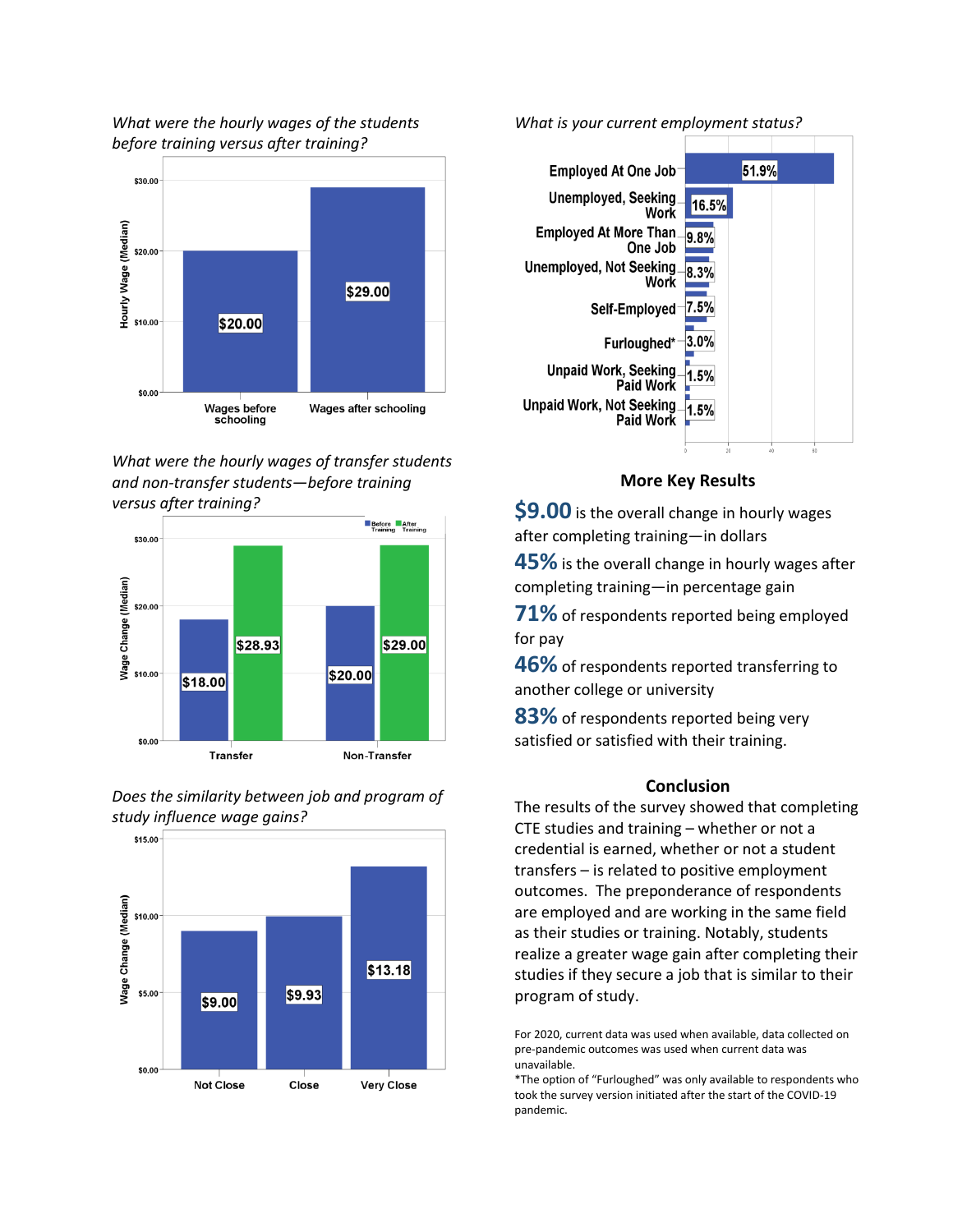*What were the hourly wages of the students before training versus after training?*

Hourly Wage (Median)

$30.00
$20.00
$10.00
$0.00

$20.00
$29.00

Wages before schooling
Wages after schooling

*What were the hourly wages of transfer students and non-transfer students—before training versus after training?*

Before Training
After Training

Wage Change (Median)

$30.00
$20.00
$10.00
$0.00

$18.00
$28.93
$20.00
$29.00

Transfer
Non-Transfer

*Does the similarity between job and program of study influence wage gains?*

Wage Change (Median)

$15.00
$10.00
$5.00
$0.00

$9.00
$9.93
$13.18

Not Close
Close
Very Close

*What is your current employment status?*

Employed At One Job 51.9%
Unemployed, Seeking Work 16.5%
Employed At More Than One Job 9.8%
Unemployed, Not Seeking Work 8.3%
Self-Employed 7.5%
Furloughed* 3.0%
Unpaid Work, Seeking Paid Work 1.5%
Unpaid Work, Not Seeking Paid Work 1.5%

0
20
40
60

## More Key Results

**$9.00** is the overall change in hourly wages after completing training—in dollars

**45%** is the overall change in hourly wages after completing training—in percentage gain

**71%** of respondents reported being employed for pay

**46%** of respondents reported transferring to another college or university

**83%** of respondents reported being very satisfied or satisfied with their training.

## Conclusion

The results of the survey showed that completing CTE studies and training – whether or not a credential is earned, whether or not a student transfers – is related to positive employment outcomes. The preponderance of respondents are employed and are working in the same field as their studies or training. Notably, students realize a greater wage gain after completing their studies if they secure a job that is similar to their program of study.

For 2020, current data was used when available, data collected on pre-pandemic outcomes was used when current data was unavailable.
*The option of "Furloughed" was only available to respondents who took the survey version initiated after the start of the COVID-19 pandemic.